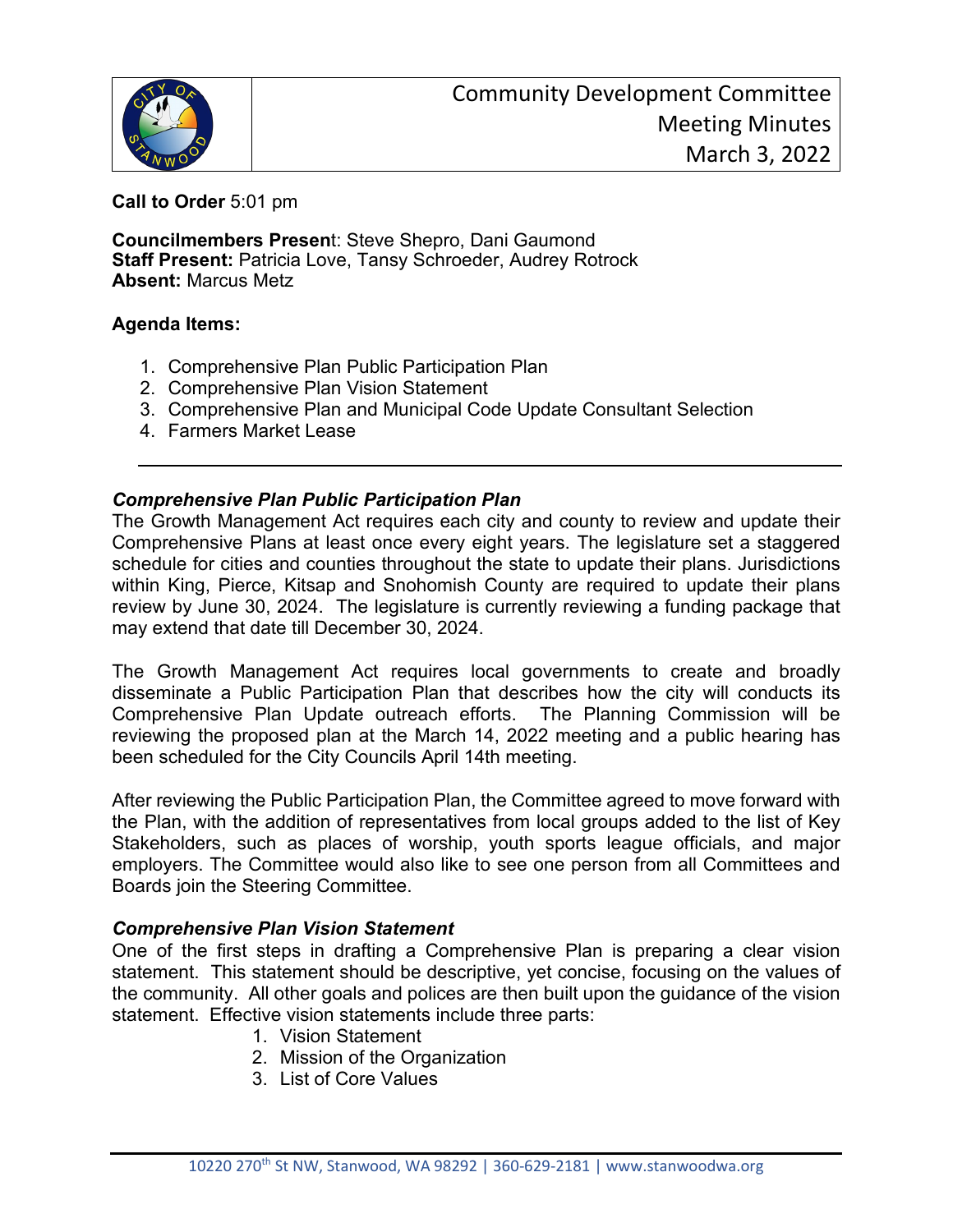# Community Development Committee Meeting Minutes March 3, 2022

**Call to Order** 5:01 pm

**Councilmembers Present**: Steve Shepro, Dani Gaumond
**Staff Present:** Patricia Love, Tansy Schroeder, Audrey Rotrock
**Absent:** Marcus Metz

**Agenda Items:**

1. Comprehensive Plan Public Participation Plan
2. Comprehensive Plan Vision Statement
3. Comprehensive Plan and Municipal Code Update Consultant Selection
4. Farmers Market Lease

---

***Comprehensive Plan Public Participation Plan***

The Growth Management Act requires each city and county to review and update their Comprehensive Plans at least once every eight years. The legislature set a staggered schedule for cities and counties throughout the state to update their plans. Jurisdictions within King, Pierce, Kitsap and Snohomish County are required to update their plans review by June 30, 2024. The legislature is currently reviewing a funding package that may extend that date till December 30, 2024.

The Growth Management Act requires local governments to create and broadly disseminate a Public Participation Plan that describes how the city will conducts its Comprehensive Plan Update outreach efforts. The Planning Commission will be reviewing the proposed plan at the March 14, 2022 meeting and a public hearing has been scheduled for the City Councils April 14th meeting.

After reviewing the Public Participation Plan, the Committee agreed to move forward with the Plan, with the addition of representatives from local groups added to the list of Key Stakeholders, such as places of worship, youth sports league officials, and major employers. The Committee would also like to see one person from all Committees and Boards join the Steering Committee.

***Comprehensive Plan Vision Statement***

One of the first steps in drafting a Comprehensive Plan is preparing a clear vision statement. This statement should be descriptive, yet concise, focusing on the values of the community. All other goals and polices are then built upon the guidance of the vision statement. Effective vision statements include three parts:

1. Vision Statement
2. Mission of the Organization
3. List of Core Values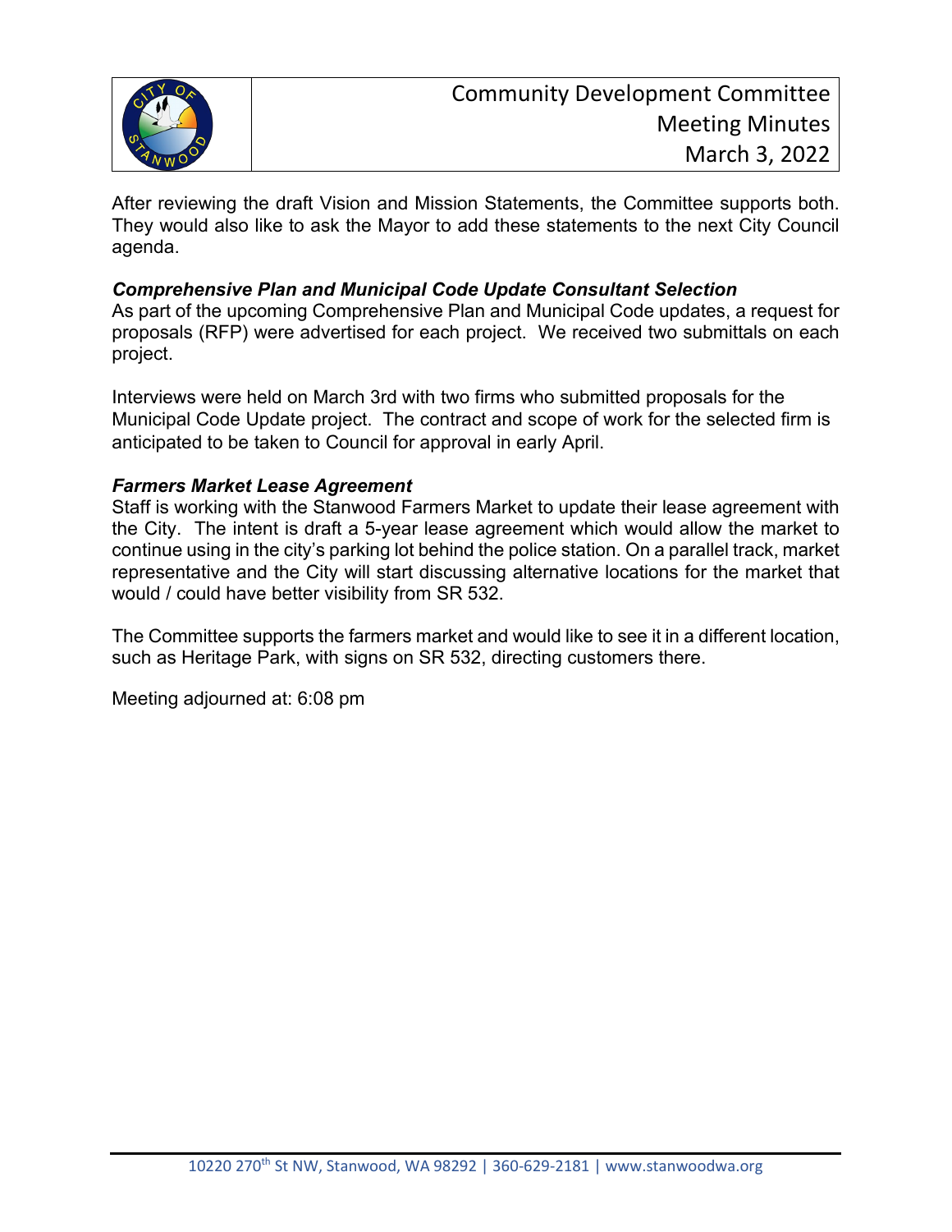After reviewing the draft Vision and Mission Statements, the Committee supports both. They would also like to ask the Mayor to add these statements to the next City Council agenda.

***Comprehensive Plan and Municipal Code Update Consultant Selection***

As part of the upcoming Comprehensive Plan and Municipal Code updates, a request for proposals (RFP) were advertised for each project. We received two submittals on each project.

Interviews were held on March 3rd with two firms who submitted proposals for the Municipal Code Update project. The contract and scope of work for the selected firm is anticipated to be taken to Council for approval in early April.

***Farmers Market Lease Agreement***

Staff is working with the Stanwood Farmers Market to update their lease agreement with the City. The intent is draft a 5-year lease agreement which would allow the market to continue using in the city's parking lot behind the police station. On a parallel track, market representative and the City will start discussing alternative locations for the market that would / could have better visibility from SR 532.

The Committee supports the farmers market and would like to see it in a different location, such as Heritage Park, with signs on SR 532, directing customers there.

Meeting adjourned at: 6:08 pm